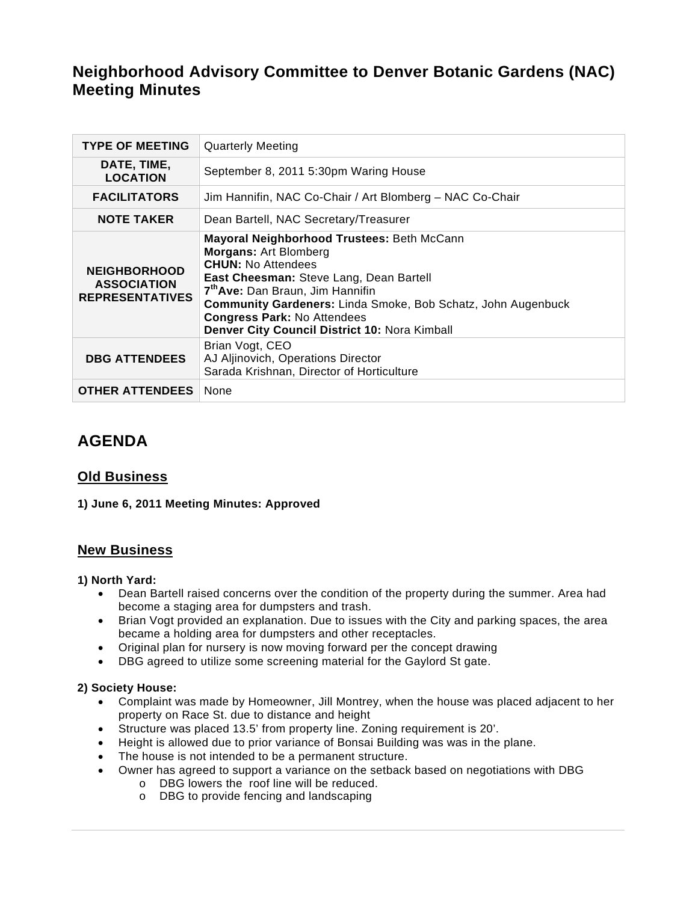# Neighborhood Advisory Committee to Denver Botanic Gardens (NAC) Meeting Minutes

| | |
|---|---|
| **TYPE OF MEETING** | Quarterly Meeting |
| **DATE, TIME, LOCATION** | September 8, 2011 5:30pm Waring House |
| **FACILITATORS** | Jim Hannifin, NAC Co-Chair / Art Blomberg – NAC Co-Chair |
| **NOTE TAKER** | Dean Bartell, NAC Secretary/Treasurer |
| **NEIGHBORHOOD ASSOCIATION REPRESENTATIVES** | **Mayoral Neighborhood Trustees:** Beth McCann<br>**Morgans:** Art Blomberg<br>**CHUN:** No Attendees<br>**East Cheesman:** Steve Lang, Dean Bartell<br>**7th Ave:** Dan Braun, Jim Hannifin<br>**Community Gardeners:** Linda Smoke, Bob Schatz, John Augenbuck<br>**Congress Park:** No Attendees<br>**Denver City Council District 10:** Nora Kimball |
| **DBG ATTENDEES** | Brian Vogt, CEO<br>AJ Aljinovich, Operations Director<br>Sarada Krishnan, Director of Horticulture |
| **OTHER ATTENDEES** | None |

## AGENDA

### Old Business

**1) June 6, 2011 Meeting Minutes: Approved**

### New Business

**1) North Yard:**

- Dean Bartell raised concerns over the condition of the property during the summer. Area had become a staging area for dumpsters and trash.
- Brian Vogt provided an explanation. Due to issues with the City and parking spaces, the area became a holding area for dumpsters and other receptacles.
- Original plan for nursery is now moving forward per the concept drawing
- DBG agreed to utilize some screening material for the Gaylord St gate.

**2) Society House:**

- Complaint was made by Homeowner, Jill Montrey, when the house was placed adjacent to her property on Race St. due to distance and height
- Structure was placed 13.5' from property line. Zoning requirement is 20'.
- Height is allowed due to prior variance of Bonsai Building was was in the plane.
- The house is not intended to be a permanent structure.
- Owner has agreed to support a variance on the setback based on negotiations with DBG
  - DBG lowers the roof line will be reduced.
  - DBG to provide fencing and landscaping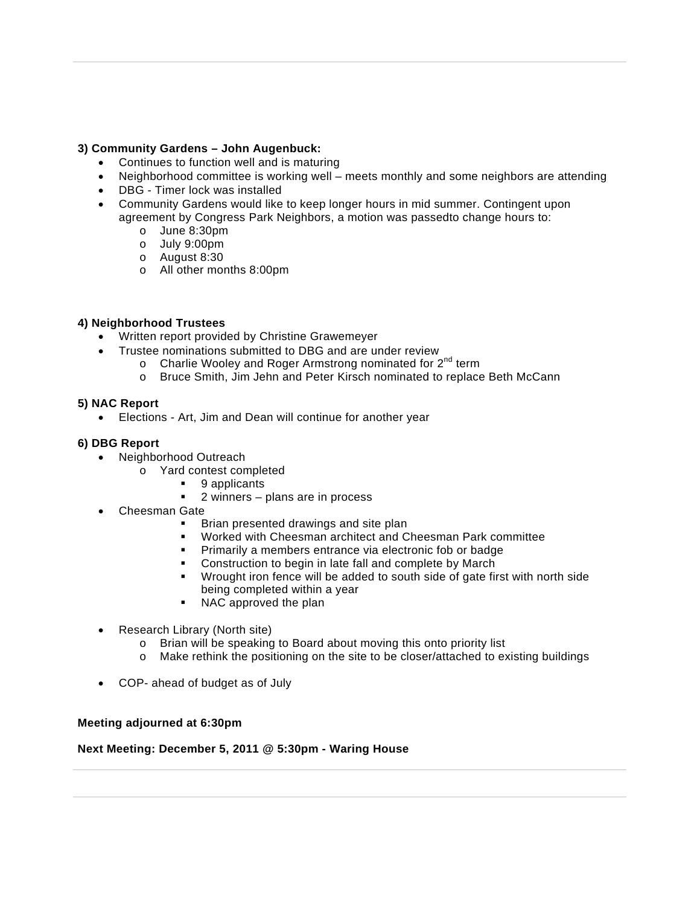**3) Community Gardens – John Augenbuck:**

- Continues to function well and is maturing
- Neighborhood committee is working well – meets monthly and some neighbors are attending
- DBG - Timer lock was installed
- Community Gardens would like to keep longer hours in mid summer. Contingent upon agreement by Congress Park Neighbors, a motion was passedto change hours to:
    - June 8:30pm
    - July 9:00pm
    - August 8:30
    - All other months 8:00pm

**4) Neighborhood Trustees**

- Written report provided by Christine Grawemeyer
- Trustee nominations submitted to DBG and are under review
    - Charlie Wooley and Roger Armstrong nominated for 2nd term
    - Bruce Smith, Jim Jehn and Peter Kirsch nominated to replace Beth McCann

**5) NAC Report**

- Elections - Art, Jim and Dean will continue for another year

**6) DBG Report**

- Neighborhood Outreach
    - Yard contest completed
        - 9 applicants
        - 2 winners – plans are in process
- Cheesman Gate
    - Brian presented drawings and site plan
    - Worked with Cheesman architect and Cheesman Park committee
    - Primarily a members entrance via electronic fob or badge
    - Construction to begin in late fall and complete by March
    - Wrought iron fence will be added to south side of gate first with north side being completed within a year
    - NAC approved the plan

- Research Library (North site)
    - Brian will be speaking to Board about moving this onto priority list
    - Make rethink the positioning on the site to be closer/attached to existing buildings

- COP- ahead of budget as of July

**Meeting adjourned at 6:30pm**

**Next Meeting: December 5, 2011 @ 5:30pm - Waring House**